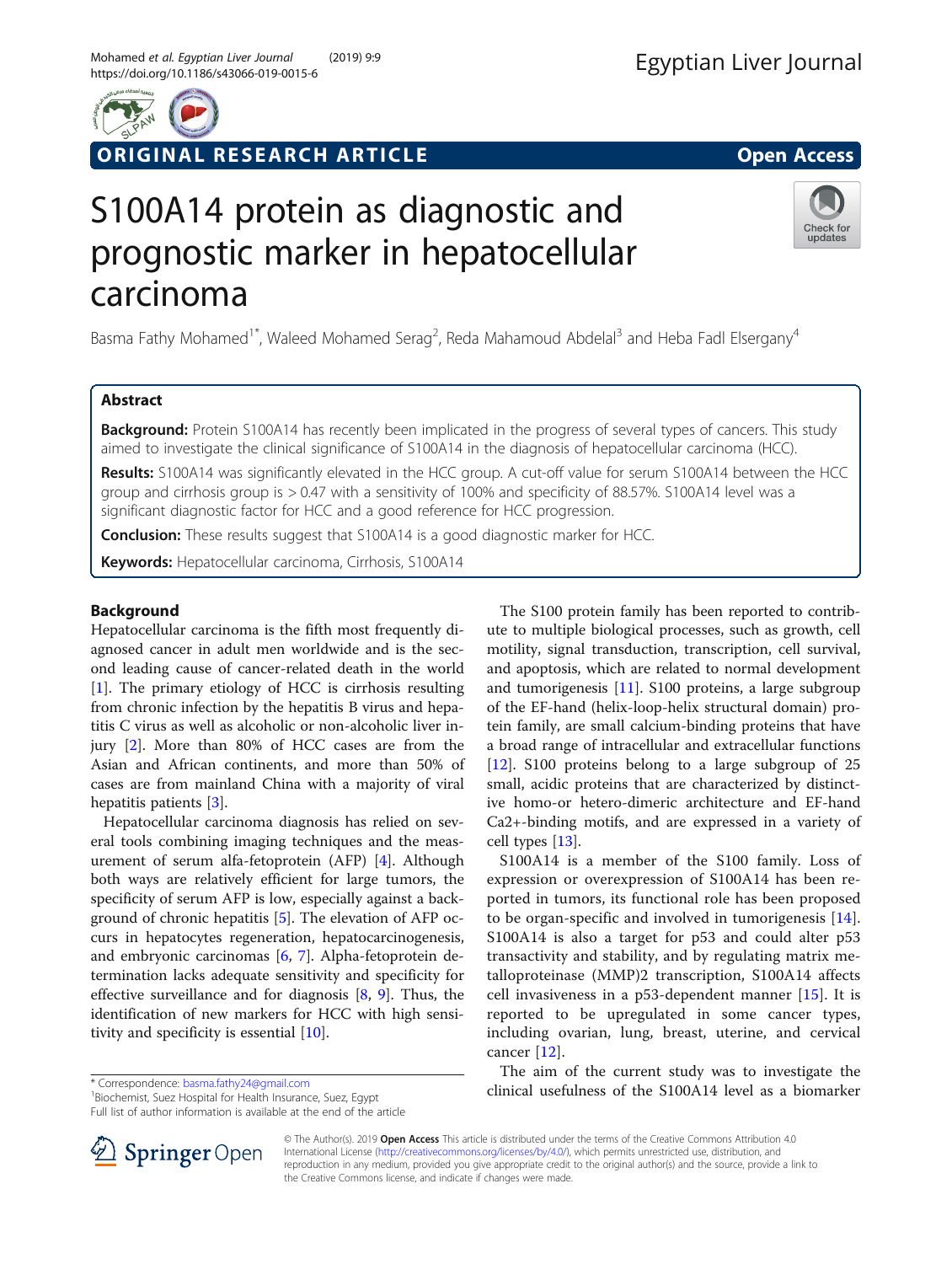ORIGINAL RESEARCH ARTICLE

Open Access

# S100A14 protein as diagnostic and prognostic marker in hepatocellular carcinoma

Basma Fathy Mohamed[1*], Waleed Mohamed Serag[2], Reda Mahamoud Abdelal[3] and Heba Fadl Elsergany[4]

## Abstract

**Background:** Protein S100A14 has recently been implicated in the progress of several types of cancers. This study aimed to investigate the clinical significance of S100A14 in the diagnosis of hepatocellular carcinoma (HCC).

**Results:** S100A14 was significantly elevated in the HCC group. A cut-off value for serum S100A14 between the HCC group and cirrhosis group is > 0.47 with a sensitivity of 100% and specificity of 88.57%. S100A14 level was a significant diagnostic factor for HCC and a good reference for HCC progression.

**Conclusion:** These results suggest that S100A14 is a good diagnostic marker for HCC.

**Keywords:** Hepatocellular carcinoma, Cirrhosis, S100A14

## Background

Hepatocellular carcinoma is the fifth most frequently diagnosed cancer in adult men worldwide and is the second leading cause of cancer-related death in the world [1]. The primary etiology of HCC is cirrhosis resulting from chronic infection by the hepatitis B virus and hepatitis C virus as well as alcoholic or non-alcoholic liver injury [2]. More than 80% of HCC cases are from the Asian and African continents, and more than 50% of cases are from mainland China with a majority of viral hepatitis patients [3].

Hepatocellular carcinoma diagnosis has relied on several tools combining imaging techniques and the measurement of serum alfa-fetoprotein (AFP) [4]. Although both ways are relatively efficient for large tumors, the specificity of serum AFP is low, especially against a background of chronic hepatitis [5]. The elevation of AFP occurs in hepatocytes regeneration, hepatocarcinogenesis, and embryonic carcinomas [6, 7]. Alpha-fetoprotein determination lacks adequate sensitivity and specificity for effective surveillance and for diagnosis [8, 9]. Thus, the identification of new markers for HCC with high sensitivity and specificity is essential [10].

The S100 protein family has been reported to contribute to multiple biological processes, such as growth, cell motility, signal transduction, transcription, cell survival, and apoptosis, which are related to normal development and tumorigenesis [11]. S100 proteins, a large subgroup of the EF-hand (helix-loop-helix structural domain) protein family, are small calcium-binding proteins that have a broad range of intracellular and extracellular functions [12]. S100 proteins belong to a large subgroup of 25 small, acidic proteins that are characterized by distinctive homo-or hetero-dimeric architecture and EF-hand $Ca^{2+}$-binding motifs, and are expressed in a variety of cell types [13].

S100A14 is a member of the S100 family. Loss of expression or overexpression of S100A14 has been reported in tumors, its functional role has been proposed to be organ-specific and involved in tumorigenesis [14]. S100A14 is also a target for p53 and could alter p53 transactivity and stability, and by regulating matrix metalloproteinase (MMP)2 transcription, S100A14 affects cell invasiveness in a p53-dependent manner [15]. It is reported to be upregulated in some cancer types, including ovarian, lung, breast, uterine, and cervical cancer [12].

The aim of the current study was to investigate the clinical usefulness of the S100A14 level as a biomarker

\* Correspondence: basma.fathy24@gmail.com
[1]Biochemist, Suez Hospital for Health Insurance, Suez, Egypt
Full list of author information is available at the end of the article

© The Author(s). 2019 **Open Access** This article is distributed under the terms of the Creative Commons Attribution 4.0 International License (http://creativecommons.org/licenses/by/4.0/), which permits unrestricted use, distribution, and reproduction in any medium, provided you give appropriate credit to the original author(s) and the source, provide a link to the Creative Commons license, and indicate if changes were made.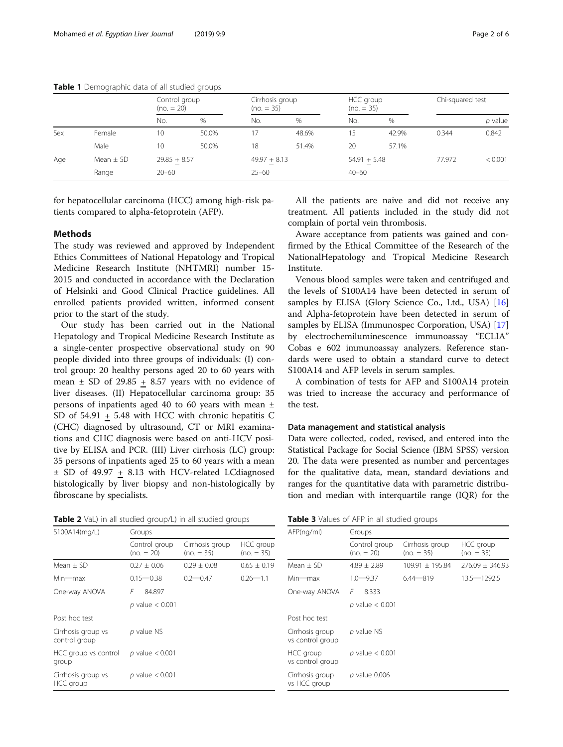**Table 1** Demographic data of all studied groups

| | | Control group (no. = 20) | | Cirrhosis group (no. = 35) | | HCC group (no. = 35) | | Chi-squared test | |
|---|---|---|---|---|---|---|---|---|---|
| | | No. | % | No. | % | No. | % | | *p* value |
| Sex | Female | 10 | 50.0% | 17 | 48.6% | 15 | 42.9% | 0.344 | 0.842 |
| | Male | 10 | 50.0% | 18 | 51.4% | 20 | 57.1% | | |
| Age | Mean ± SD | 29.85 ± 8.57 | | 49.97 ± 8.13 | | 54.91 ± 5.48 | | 77.972 | < 0.001 |
| | Range | 20–60 | | 25–60 | | 40–60 | | | |

for hepatocellular carcinoma (HCC) among high-risk patients compared to alpha-fetoprotein (AFP).

## Methods

The study was reviewed and approved by Independent Ethics Committees of National Hepatology and Tropical Medicine Research Institute (NHTMRI) number 15-2015 and conducted in accordance with the Declaration of Helsinki and Good Clinical Practice guidelines. All enrolled patients provided written, informed consent prior to the start of the study.

Our study has been carried out in the National Hepatology and Tropical Medicine Research Institute as a single-center prospective observational study on 90 people divided into three groups of individuals: (I) control group: 20 healthy persons aged 20 to 60 years with mean ± SD of 29.85 ± 8.57 years with no evidence of liver diseases. (II) Hepatocellular carcinoma group: 35 persons of inpatients aged 40 to 60 years with mean ± SD of 54.91 ± 5.48 with HCC with chronic hepatitis C (CHC) diagnosed by ultrasound, CT or MRI examinations and CHC diagnosis were based on anti-HCV positive by ELISA and PCR. (III) Liver cirrhosis (LC) group: 35 persons of inpatients aged 25 to 60 years with a mean ± SD of 49.97 ± 8.13 with HCV-related LCdiagnosed histologically by liver biopsy and non-histologically by fibroscane by specialists.

All the patients are naive and did not receive any treatment. All patients included in the study did not complain of portal vein thrombosis.

Aware acceptance from patients was gained and confirmed by the Ethical Committee of the Research of the NationalHepatology and Tropical Medicine Research Institute.

Venous blood samples were taken and centrifuged and the levels of S100A14 have been detected in serum of samples by ELISA (Glory Science Co., Ltd., USA) [16] and Alpha-fetoprotein have been detected in serum of samples by ELISA (Immunospec Corporation, USA) [17] by electrochemiluminescence immunoassay "ECLIA" Cobas e 602 immunoassay analyzers. Reference standards were used to obtain a standard curve to detect S100A14 and AFP levels in serum samples.

A combination of tests for AFP and S100A14 protein was tried to increase the accuracy and performance of the test.

### Data management and statistical analysis

Data were collected, coded, revised, and entered into the Statistical Package for Social Science (IBM SPSS) version 20. The data were presented as number and percentages for the qualitative data, mean, standard deviations and ranges for the quantitative data with parametric distribution and median with interquartile range (IQR) for the

**Table 2** VaL) in all studied group/L) in all studied groups

| S100A14(mg/L) | Groups | | |
|---|---|---|---|
| | Control group (no. = 20) | Cirrhosis group (no. = 35) | HCC group (no. = 35) |
| Mean ± SD | 0.27 ± 0.06 | 0.29 ± 0.08 | 0.65 ± 0.19 |
| Min—max | 0.15—0.38 | 0.2—0.47 | 0.26—1.1 |
| One-way ANOVA | *F* 84.897 | | |
| | *p* value < 0.001 | | |
| Post hoc test | | | |
| Cirrhosis group vs control group | *p* value NS | | |
| HCC group vs control group | *p* value < 0.001 | | |
| Cirrhosis group vs HCC group | *p* value < 0.001 | | |

**Table 3** Values of AFP in all studied groups

| AFP(ng/ml) | Groups | | |
|---|---|---|---|
| | Control group (no. = 20) | Cirrhosis group (no. = 35) | HCC group (no. = 35) |
| Mean ± SD | 4.89 ± 2.89 | 109.91 ± 195.84 | 276.09 ± 346.93 |
| Min—max | 1.0—9.37 | 6.44—819 | 13.5—1292.5 |
| One-way ANOVA | *F* 8.333 | | |
| | *p* value < 0.001 | | |
| Post hoc test | | | |
| Cirrhosis group vs control group | *p* value NS | | |
| HCC group vs control group | *p* value < 0.001 | | |
| Cirrhosis group vs HCC group | *p* value 0.006 | | |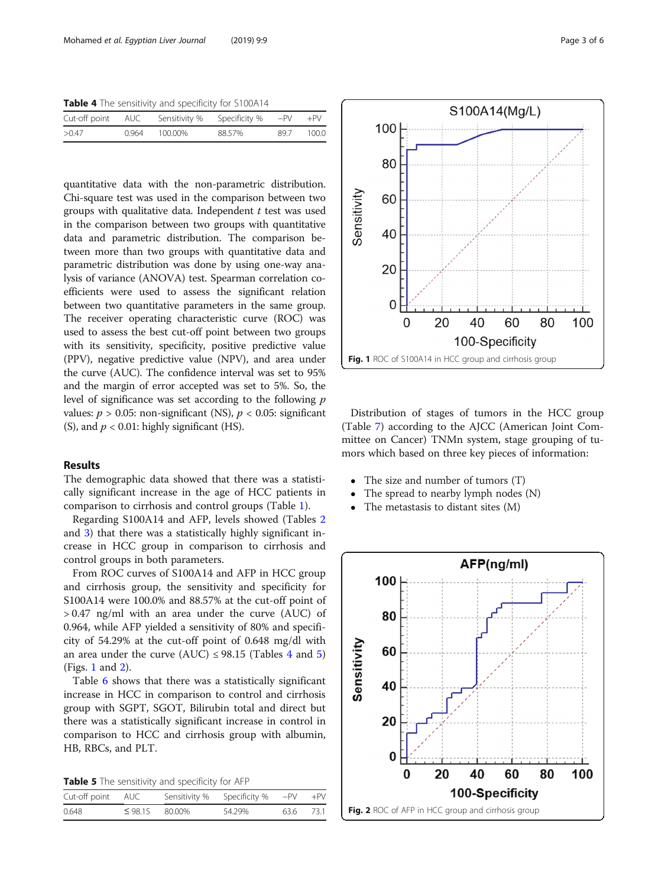**Table 4** The sensitivity and specificity for S100A14

| Cut-off point | AUC | Sensitivity % | Specificity % | −PV | +PV |
|---|---|---|---|---|---|
| >0.47 | 0.964 | 100.00% | 88.57% | 89.7 | 100.0 |

quantitative data with the non-parametric distribution. Chi-square test was used in the comparison between two groups with qualitative data. Independent *t* test was used in the comparison between two groups with quantitative data and parametric distribution. The comparison between more than two groups with quantitative data and parametric distribution was done by using one-way analysis of variance (ANOVA) test. Spearman correlation coefficients were used to assess the significant relation between two quantitative parameters in the same group. The receiver operating characteristic curve (ROC) was used to assess the best cut-off point between two groups with its sensitivity, specificity, positive predictive value (PPV), negative predictive value (NPV), and area under the curve (AUC). The confidence interval was set to 95% and the margin of error accepted was set to 5%. So, the level of significance was set according to the following *p* values: $p > 0.05$: non-significant (NS), $p < 0.05$: significant (S), and $p < 0.01$: highly significant (HS).

## Results

The demographic data showed that there was a statistically significant increase in the age of HCC patients in comparison to cirrhosis and control groups (Table 1).

Regarding S100A14 and AFP, levels showed (Tables 2 and 3) that there was a statistically highly significant increase in HCC group in comparison to cirrhosis and control groups in both parameters.

From ROC curves of S100A14 and AFP in HCC group and cirrhosis group, the sensitivity and specificity for S100A14 were 100.0% and 88.57% at the cut-off point of > 0.47 ng/ml with an area under the curve (AUC) of 0.964, while AFP yielded a sensitivity of 80% and specificity of 54.29% at the cut-off point of 0.648 mg/dl with an area under the curve (AUC) ≤ 98.15 (Tables 4 and 5) (Figs. 1 and 2).

Table 6 shows that there was a statistically significant increase in HCC in comparison to control and cirrhosis group with SGPT, SGOT, Bilirubin total and direct but there was a statistically significant increase in control in comparison to HCC and cirrhosis group with albumin, HB, RBCs, and PLT.

**Table 5** The sensitivity and specificity for AFP

| Cut-off point | AUC | Sensitivity % | Specificity % | −PV | +PV |
|---|---|---|---|---|---|
| 0.648 | ≤ 98.15 | 80.00% | 54.29% | 63.6 | 73.1 |

**Fig. 1** ROC of S100A14 in HCC group and cirrhosis group

Distribution of stages of tumors in the HCC group (Table 7) according to the AJCC (American Joint Committee on Cancer) TNMn system, stage grouping of tumors which based on three key pieces of information:

- The size and number of tumors (T)
- The spread to nearby lymph nodes (N)
- The metastasis to distant sites (M)

**Fig. 2** ROC of AFP in HCC group and cirrhosis group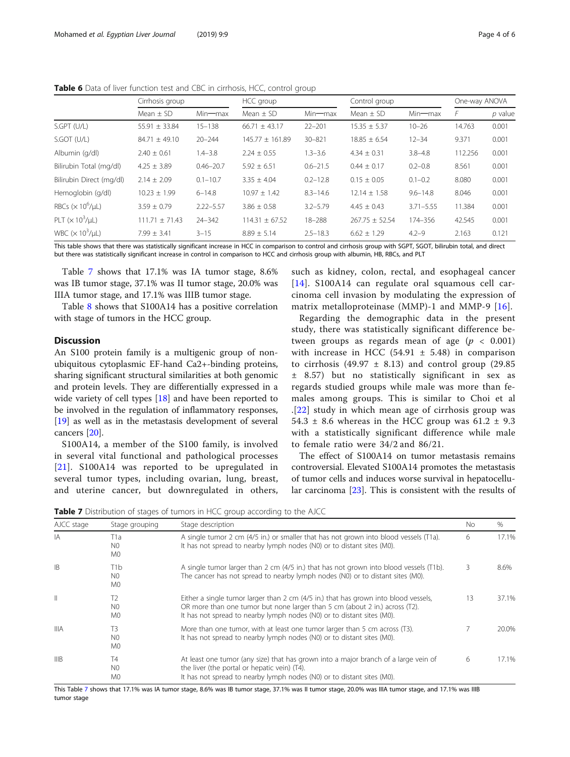**Table 6** Data of liver function test and CBC in cirrhosis, HCC, control group

| | Cirrhosis group | | HCC group | | Control group | | One-way ANOVA | |
|---|---|---|---|---|---|---|---|---|
| | Mean ± SD | Min—max | Mean ± SD | Min—max | Mean ± SD | Min—max | *F* | *p* value |
| S.GPT (U/L) | 55.91 ± 33.84 | 15–138 | 66.71 ± 43.17 | 22–201 | 15.35 ± 5.37 | 10–26 | 14.763 | 0.001 |
| S.GOT (U/L) | 84.71 ± 49.10 | 20–244 | 145.77 ± 161.89 | 30–821 | 18.85 ± 6.54 | 12–34 | 9.371 | 0.001 |
| Albumin (g/dl) | 2.40 ± 0.61 | 1.4–3.8 | 2.24 ± 0.55 | 1.3–3.6 | 4.34 ± 0.31 | 3.8–4.8 | 112.256 | 0.001 |
| Bilirubin Total (mg/dl) | 4.25 ± 3.89 | 0.46–20.7 | 5.92 ± 6.51 | 0.6–21.5 | 0.44 ± 0.17 | 0.2–0.8 | 8.561 | 0.001 |
| Bilirubin Direct (mg/dl) | 2.14 ± 2.09 | 0.1–10.7 | 3.35 ± 4.04 | 0.2–12.8 | 0.15 ± 0.05 | 0.1–0.2 | 8.080 | 0.001 |
| Hemoglobin (g/dl) | 10.23 ± 1.99 | 6–14.8 | 10.97 ± 1.42 | 8.3–14.6 | 12.14 ± 1.58 | 9.6–14.8 | 8.046 | 0.001 |
| RBCs ($\times 10^6$/μL) | 3.59 ± 0.79 | 2.22–5.57 | 3.86 ± 0.58 | 3.2–5.79 | 4.45 ± 0.43 | 3.71–5.55 | 11.384 | 0.001 |
| PLT ($\times 10^3$/μL) | 111.71 ± 71.43 | 24–342 | 114.31 ± 67.52 | 18–288 | 267.75 ± 52.54 | 174–356 | 42.545 | 0.001 |
| WBC ($\times 10^3$/μL) | 7.99 ± 3.41 | 3–15 | 8.89 ± 5.14 | 2.5–18.3 | 6.62 ± 1.29 | 4.2–9 | 2.163 | 0.121 |

This table shows that there was statistically significant increase in HCC in comparison to control and cirrhosis group with SGPT, SGOT, bilirubin total, and direct but there was statistically significant increase in control in comparison to HCC and cirrhosis group with albumin, HB, RBCs, and PLT

Table 7 shows that 17.1% was IA tumor stage, 8.6% was IB tumor stage, 37.1% was II tumor stage, 20.0% was IIIA tumor stage, and 17.1% was IIIB tumor stage.

Table 8 shows that S100A14 has a positive correlation with stage of tumors in the HCC group.

## Discussion

An S100 protein family is a multigenic group of non-ubiquitous cytoplasmic EF-hand Ca2+-binding proteins, sharing significant structural similarities at both genomic and protein levels. They are differentially expressed in a wide variety of cell types [18] and have been reported to be involved in the regulation of inflammatory responses, [19] as well as in the metastasis development of several cancers [20].

S100A14, a member of the S100 family, is involved in several vital functional and pathological processes [21]. S100A14 was reported to be upregulated in several tumor types, including ovarian, lung, breast, and uterine cancer, but downregulated in others, such as kidney, colon, rectal, and esophageal cancer [14]. S100A14 can regulate oral squamous cell carcinoma cell invasion by modulating the expression of matrix metalloproteinase (MMP)-1 and MMP-9 [16].

Regarding the demographic data in the present study, there was statistically significant difference between groups as regards mean of age ($p < 0.001$) with increase in HCC (54.91 ± 5.48) in comparison to cirrhosis (49.97 ± 8.13) and control group (29.85 ± 8.57) but no statistically significant in sex as regards studied groups while male was more than females among groups. This is similar to Choi et al .[22] study in which mean age of cirrhosis group was 54.3 ± 8.6 whereas in the HCC group was 61.2 ± 9.3 with a statistically significant difference while male to female ratio were 34/2 and 86/21.

The effect of S100A14 on tumor metastasis remains controversial. Elevated S100A14 promotes the metastasis of tumor cells and induces worse survival in hepatocellular carcinoma [23]. This is consistent with the results of

**Table 7** Distribution of stages of tumors in HCC group according to the AJCC

| AJCC stage | Stage grouping | Stage description | No | % |
|---|---|---|---|---|
| IA | T1a N0 M0 | A single tumor 2 cm (4/5 in.) or smaller that has not grown into blood vessels (T1a). It has not spread to nearby lymph nodes (N0) or to distant sites (M0). | 6 | 17.1% |
| IB | T1b N0 M0 | A single tumor larger than 2 cm (4/5 in.) that has not grown into blood vessels (T1b). The cancer has not spread to nearby lymph nodes (N0) or to distant sites (M0). | 3 | 8.6% |
| II | T2 N0 M0 | Either a single tumor larger than 2 cm (4/5 in.) that has grown into blood vessels, OR more than one tumor but none larger than 5 cm (about 2 in.) across (T2). It has not spread to nearby lymph nodes (N0) or to distant sites (M0). | 13 | 37.1% |
| IIIA | T3 N0 M0 | More than one tumor, with at least one tumor larger than 5 cm across (T3). It has not spread to nearby lymph nodes (N0) or to distant sites (M0). | 7 | 20.0% |
| IIIB | T4 N0 M0 | At least one tumor (any size) that has grown into a major branch of a large vein of the liver (the portal or hepatic vein) (T4). It has not spread to nearby lymph nodes (N0) or to distant sites (M0). | 6 | 17.1% |

This Table 7 shows that 17.1% was IA tumor stage, 8.6% was IB tumor stage, 37.1% was II tumor stage, 20.0% was IIIA tumor stage, and 17.1% was IIIB tumor stage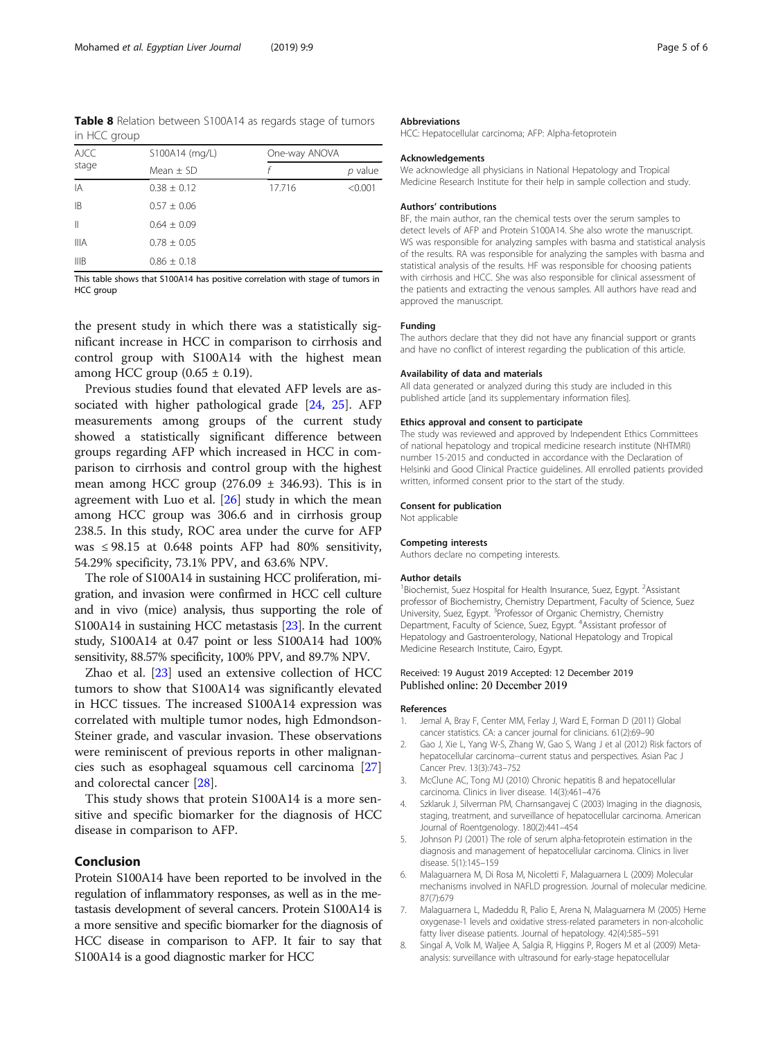**Table 8** Relation between S100A14 as regards stage of tumors in HCC group

| AJCC stage | S100A14 (mg/L) | One-way ANOVA | |
|---|---|---|---|
| | Mean ± SD | *f* | *p* value |
| IA | 0.38 ± 0.12 | 17.716 | <0.001 |
| IB | 0.57 ± 0.06 | | |
| II | 0.64 ± 0.09 | | |
| IIIA | 0.78 ± 0.05 | | |
| IIIB | 0.86 ± 0.18 | | |

This table shows that S100A14 has positive correlation with stage of tumors in HCC group

the present study in which there was a statistically significant increase in HCC in comparison to cirrhosis and control group with S100A14 with the highest mean among HCC group (0.65 ± 0.19).

Previous studies found that elevated AFP levels are associated with higher pathological grade [24, 25]. AFP measurements among groups of the current study showed a statistically significant difference between groups regarding AFP which increased in HCC in comparison to cirrhosis and control group with the highest mean among HCC group (276.09 ± 346.93). This is in agreement with Luo et al. [26] study in which the mean among HCC group was 306.6 and in cirrhosis group 238.5. In this study, ROC area under the curve for AFP was ≤ 98.15 at 0.648 points AFP had 80% sensitivity, 54.29% specificity, 73.1% PPV, and 63.6% NPV.

The role of S100A14 in sustaining HCC proliferation, migration, and invasion were confirmed in HCC cell culture and in vivo (mice) analysis, thus supporting the role of S100A14 in sustaining HCC metastasis [23]. In the current study, S100A14 at 0.47 point or less S100A14 had 100% sensitivity, 88.57% specificity, 100% PPV, and 89.7% NPV.

Zhao et al. [23] used an extensive collection of HCC tumors to show that S100A14 was significantly elevated in HCC tissues. The increased S100A14 expression was correlated with multiple tumor nodes, high Edmondson-Steiner grade, and vascular invasion. These observations were reminiscent of previous reports in other malignancies such as esophageal squamous cell carcinoma [27] and colorectal cancer [28].

This study shows that protein S100A14 is a more sensitive and specific biomarker for the diagnosis of HCC disease in comparison to AFP.

## Conclusion

Protein S100A14 have been reported to be involved in the regulation of inflammatory responses, as well as in the metastasis development of several cancers. Protein S100A14 is a more sensitive and specific biomarker for the diagnosis of HCC disease in comparison to AFP. It fair to say that S100A14 is a good diagnostic marker for HCC

#### Abbreviations

HCC: Hepatocellular carcinoma; AFP: Alpha-fetoprotein

#### Acknowledgements

We acknowledge all physicians in National Hepatology and Tropical Medicine Research Institute for their help in sample collection and study.

#### Authors' contributions

BF, the main author, ran the chemical tests over the serum samples to detect levels of AFP and Protein S100A14. She also wrote the manuscript. WS was responsible for analyzing samples with basma and statistical analysis of the results. RA was responsible for analyzing the samples with basma and statistical analysis of the results. HF was responsible for choosing patients with cirrhosis and HCC. She was also responsible for clinical assessment of the patients and extracting the venous samples. All authors have read and approved the manuscript.

#### Funding

The authors declare that they did not have any financial support or grants and have no conflict of interest regarding the publication of this article.

#### Availability of data and materials

All data generated or analyzed during this study are included in this published article [and its supplementary information files].

#### Ethics approval and consent to participate

The study was reviewed and approved by Independent Ethics Committees of national hepatology and tropical medicine research institute (NHTMRI) number 15-2015 and conducted in accordance with the Declaration of Helsinki and Good Clinical Practice guidelines. All enrolled patients provided written, informed consent prior to the start of the study.

#### Consent for publication

Not applicable

#### Competing interests

Authors declare no competing interests.

#### Author details

[1]Biochemist, Suez Hospital for Health Insurance, Suez, Egypt. [2]Assistant professor of Biochemistry, Chemistry Department, Faculty of Science, Suez University, Suez, Egypt. [3]Professor of Organic Chemistry, Chemistry Department, Faculty of Science, Suez, Egypt. [4]Assistant professor of Hepatology and Gastroenterology, National Hepatology and Tropical Medicine Research Institute, Cairo, Egypt.

Received: 19 August 2019 Accepted: 12 December 2019
Published online: 20 December 2019

#### References

1. Jemal A, Bray F, Center MM, Ferlay J, Ward E, Forman D (2011) Global cancer statistics. CA: a cancer journal for clinicians. 61(2):69–90
2. Gao J, Xie L, Yang W-S, Zhang W, Gao S, Wang J et al (2012) Risk factors of hepatocellular carcinoma--current status and perspectives. Asian Pac J Cancer Prev. 13(3):743–752
3. McClune AC, Tong MJ (2010) Chronic hepatitis B and hepatocellular carcinoma. Clinics in liver disease. 14(3):461–476
4. Szklaruk J, Silverman PM, Charnsangavej C (2003) Imaging in the diagnosis, staging, treatment, and surveillance of hepatocellular carcinoma. American Journal of Roentgenology. 180(2):441–454
5. Johnson PJ (2001) The role of serum alpha-fetoprotein estimation in the diagnosis and management of hepatocellular carcinoma. Clinics in liver disease. 5(1):145–159
6. Malaguarnera M, Di Rosa M, Nicoletti F, Malaguarnera L (2009) Molecular mechanisms involved in NAFLD progression. Journal of molecular medicine. 87(7):679
7. Malaguarnera L, Madeddu R, Palio E, Arena N, Malaguarnera M (2005) Heme oxygenase-1 levels and oxidative stress-related parameters in non-alcoholic fatty liver disease patients. Journal of hepatology. 42(4):585–591
8. Singal A, Volk M, Waljee A, Salgia R, Higgins P, Rogers M et al (2009) Meta-analysis: surveillance with ultrasound for early-stage hepatocellular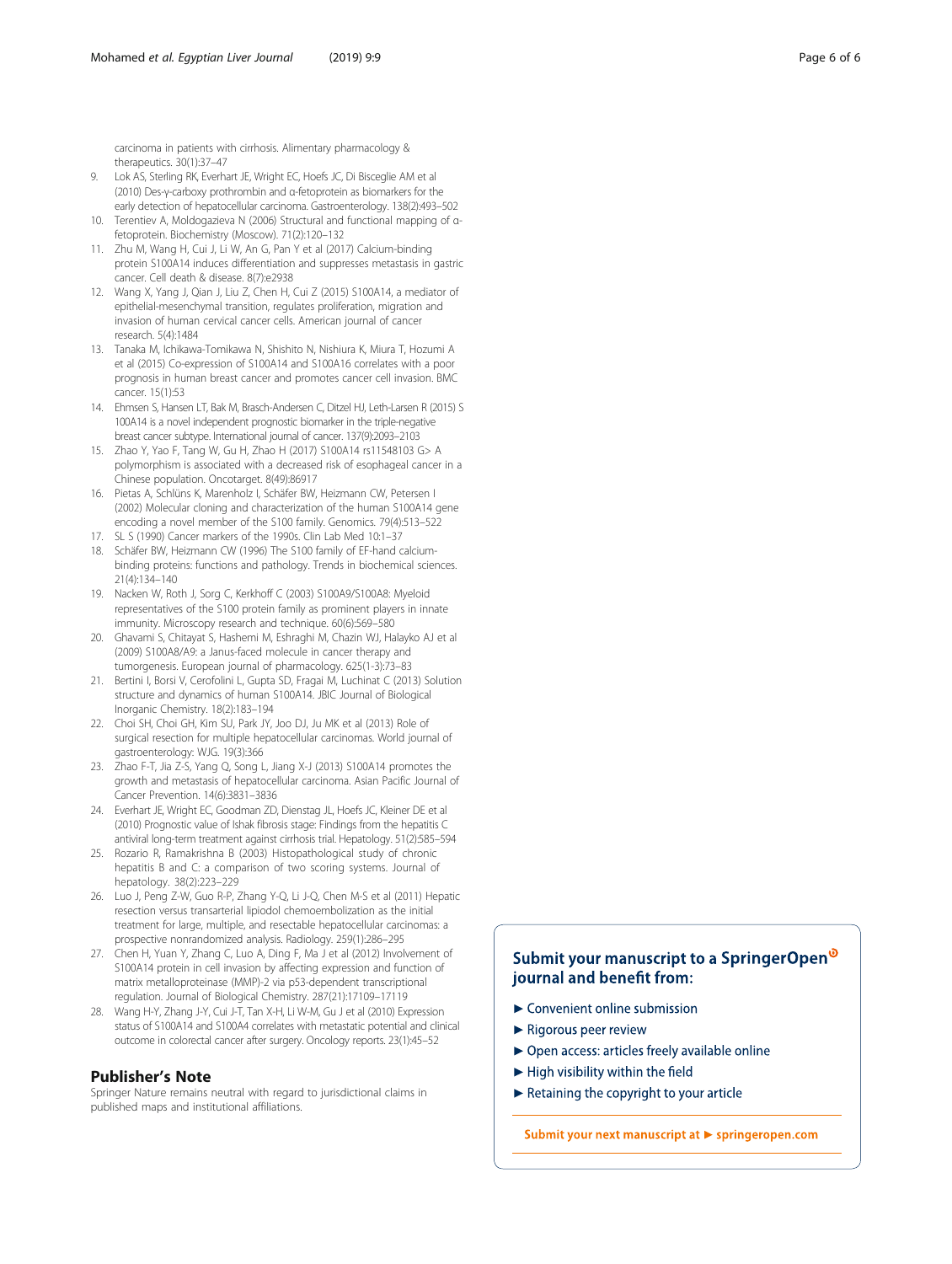carcinoma in patients with cirrhosis. Alimentary pharmacology & therapeutics. 30(1):37–47

9. Lok AS, Sterling RK, Everhart JE, Wright EC, Hoefs JC, Di Bisceglie AM et al (2010) Des-γ-carboxy prothrombin and α-fetoprotein as biomarkers for the early detection of hepatocellular carcinoma. Gastroenterology. 138(2):493–502
10. Terentiev A, Moldogazieva N (2006) Structural and functional mapping of α-fetoprotein. Biochemistry (Moscow). 71(2):120–132
11. Zhu M, Wang H, Cui J, Li W, An G, Pan Y et al (2017) Calcium-binding protein S100A14 induces differentiation and suppresses metastasis in gastric cancer. Cell death & disease. 8(7):e2938
12. Wang X, Yang J, Qian J, Liu Z, Chen H, Cui Z (2015) S100A14, a mediator of epithelial-mesenchymal transition, regulates proliferation, migration and invasion of human cervical cancer cells. American journal of cancer research. 5(4):1484
13. Tanaka M, Ichikawa-Tomikawa N, Shishito N, Nishiura K, Miura T, Hozumi A et al (2015) Co-expression of S100A14 and S100A16 correlates with a poor prognosis in human breast cancer and promotes cancer cell invasion. BMC cancer. 15(1):53
14. Ehmsen S, Hansen LT, Bak M, Brasch-Andersen C, Ditzel HJ, Leth-Larsen R (2015) S 100A14 is a novel independent prognostic biomarker in the triple-negative breast cancer subtype. International journal of cancer. 137(9):2093–2103
15. Zhao Y, Yao F, Tang W, Gu H, Zhao H (2017) S100A14 rs11548103 G> A polymorphism is associated with a decreased risk of esophageal cancer in a Chinese population. Oncotarget. 8(49):86917
16. Pietas A, Schlüns K, Marenholz I, Schäfer BW, Heizmann CW, Petersen I (2002) Molecular cloning and characterization of the human S100A14 gene encoding a novel member of the S100 family. Genomics. 79(4):513–522
17. SL S (1990) Cancer markers of the 1990s. Clin Lab Med 10:1–37
18. Schäfer BW, Heizmann CW (1996) The S100 family of EF-hand calcium-binding proteins: functions and pathology. Trends in biochemical sciences. 21(4):134–140
19. Nacken W, Roth J, Sorg C, Kerkhoff C (2003) S100A9/S100A8: Myeloid representatives of the S100 protein family as prominent players in innate immunity. Microscopy research and technique. 60(6):569–580
20. Ghavami S, Chitayat S, Hashemi M, Eshraghi M, Chazin WJ, Halayko AJ et al (2009) S100A8/A9: a Janus-faced molecule in cancer therapy and tumorgenesis. European journal of pharmacology. 625(1-3):73–83
21. Bertini I, Borsi V, Cerofolini L, Gupta SD, Fragai M, Luchinat C (2013) Solution structure and dynamics of human S100A14. JBIC Journal of Biological Inorganic Chemistry. 18(2):183–194
22. Choi SH, Choi GH, Kim SU, Park JY, Joo DJ, Ju MK et al (2013) Role of surgical resection for multiple hepatocellular carcinomas. World journal of gastroenterology: WJG. 19(3):366
23. Zhao F-T, Jia Z-S, Yang Q, Song L, Jiang X-J (2013) S100A14 promotes the growth and metastasis of hepatocellular carcinoma. Asian Pacific Journal of Cancer Prevention. 14(6):3831–3836
24. Everhart JE, Wright EC, Goodman ZD, Dienstag JL, Hoefs JC, Kleiner DE et al (2010) Prognostic value of Ishak fibrosis stage: Findings from the hepatitis C antiviral long-term treatment against cirrhosis trial. Hepatology. 51(2):585–594
25. Rozario R, Ramakrishna B (2003) Histopathological study of chronic hepatitis B and C: a comparison of two scoring systems. Journal of hepatology. 38(2):223–229
26. Luo J, Peng Z-W, Guo R-P, Zhang Y-Q, Li J-Q, Chen M-S et al (2011) Hepatic resection versus transarterial lipiodol chemoembolization as the initial treatment for large, multiple, and resectable hepatocellular carcinomas: a prospective nonrandomized analysis. Radiology. 259(1):286–295
27. Chen H, Yuan Y, Zhang C, Luo A, Ding F, Ma J et al (2012) Involvement of S100A14 protein in cell invasion by affecting expression and function of matrix metalloproteinase (MMP)-2 via p53-dependent transcriptional regulation. Journal of Biological Chemistry. 287(21):17109–17119
28. Wang H-Y, Zhang J-Y, Cui J-T, Tan X-H, Li W-M, Gu J et al (2010) Expression status of S100A14 and S100A4 correlates with metastatic potential and clinical outcome in colorectal cancer after surgery. Oncology reports. 23(1):45–52

## Publisher's Note

Springer Nature remains neutral with regard to jurisdictional claims in published maps and institutional affiliations.

**Submit your manuscript to a SpringerOpen journal and benefit from:**

- Convenient online submission
- Rigorous peer review
- Open access: articles freely available online
- High visibility within the field
- Retaining the copyright to your article

**Submit your next manuscript at ▶ springeropen.com**